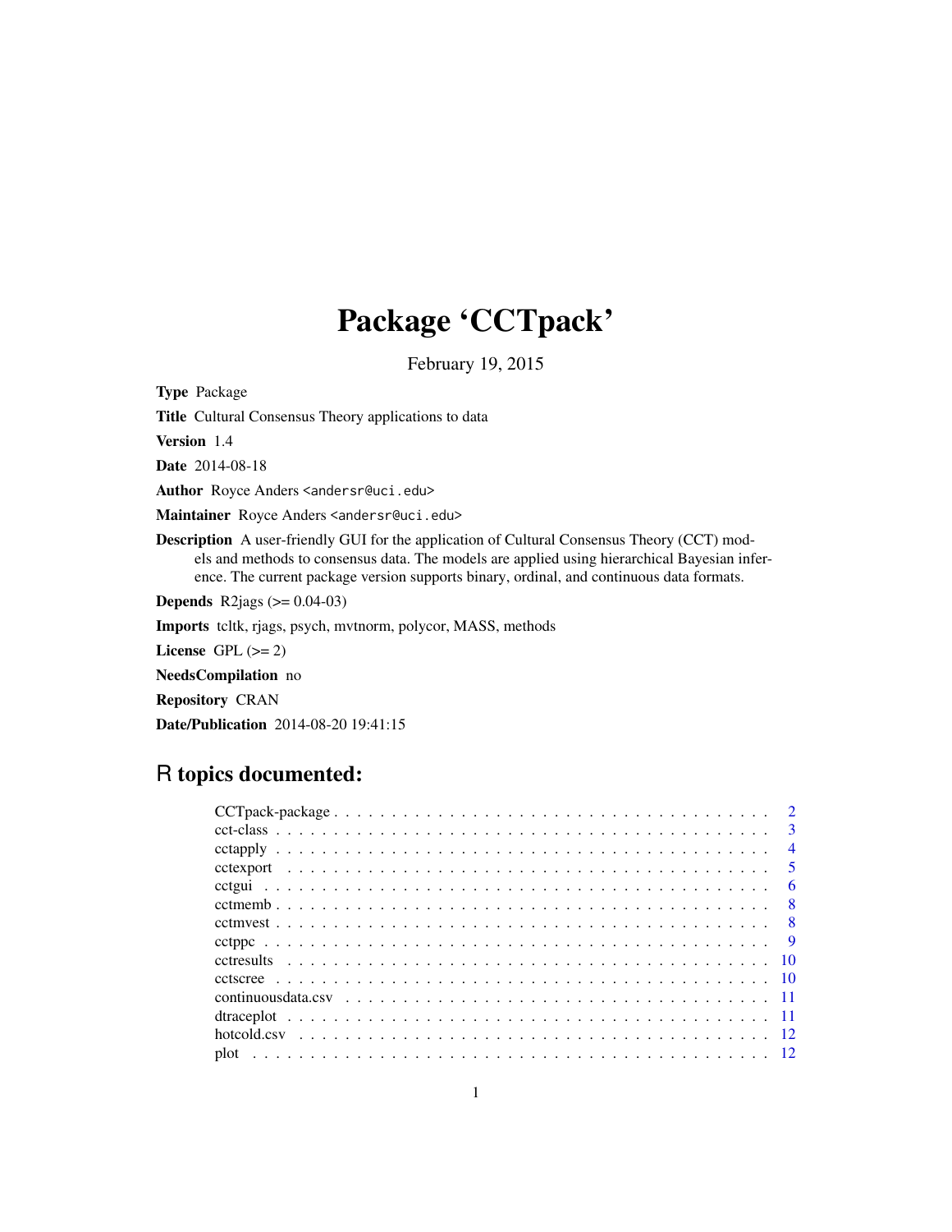# Package 'CCTpack'

February 19, 2015

**Type** Package

**Title** Cultural Consensus Theory applications to data

**Version** 1.4

**Date** 2014-08-18

**Author** Royce Anders <andersr@uci.edu>

**Maintainer** Royce Anders <andersr@uci.edu>

**Description** A user-friendly GUI for the application of Cultural Consensus Theory (CCT) models and methods to consensus data. The models are applied using hierarchical Bayesian inference. The current package version supports binary, ordinal, and continuous data formats.

**Depends** R2jags (>= 0.04-03)

**Imports** tcltk, rjags, psych, mvtnorm, polycor, MASS, methods

**License** GPL (>= 2)

**NeedsCompilation** no

**Repository** CRAN

**Date/Publication** 2014-08-20 19:41:15

## R topics documented:

| | |
|---|---|
| CCTpack-package | 2 |
| cct-class | 3 |
| cctapply | 4 |
| cctexport | 5 |
| cctgui | 6 |
| cctmemb | 8 |
| cctmvest | 8 |
| cctppc | 9 |
| cctresults | 10 |
| cctscree | 10 |
| continuousdata.csv | 11 |
| dtraceplot | 11 |
| hotcold.csv | 12 |
| plot | 12 |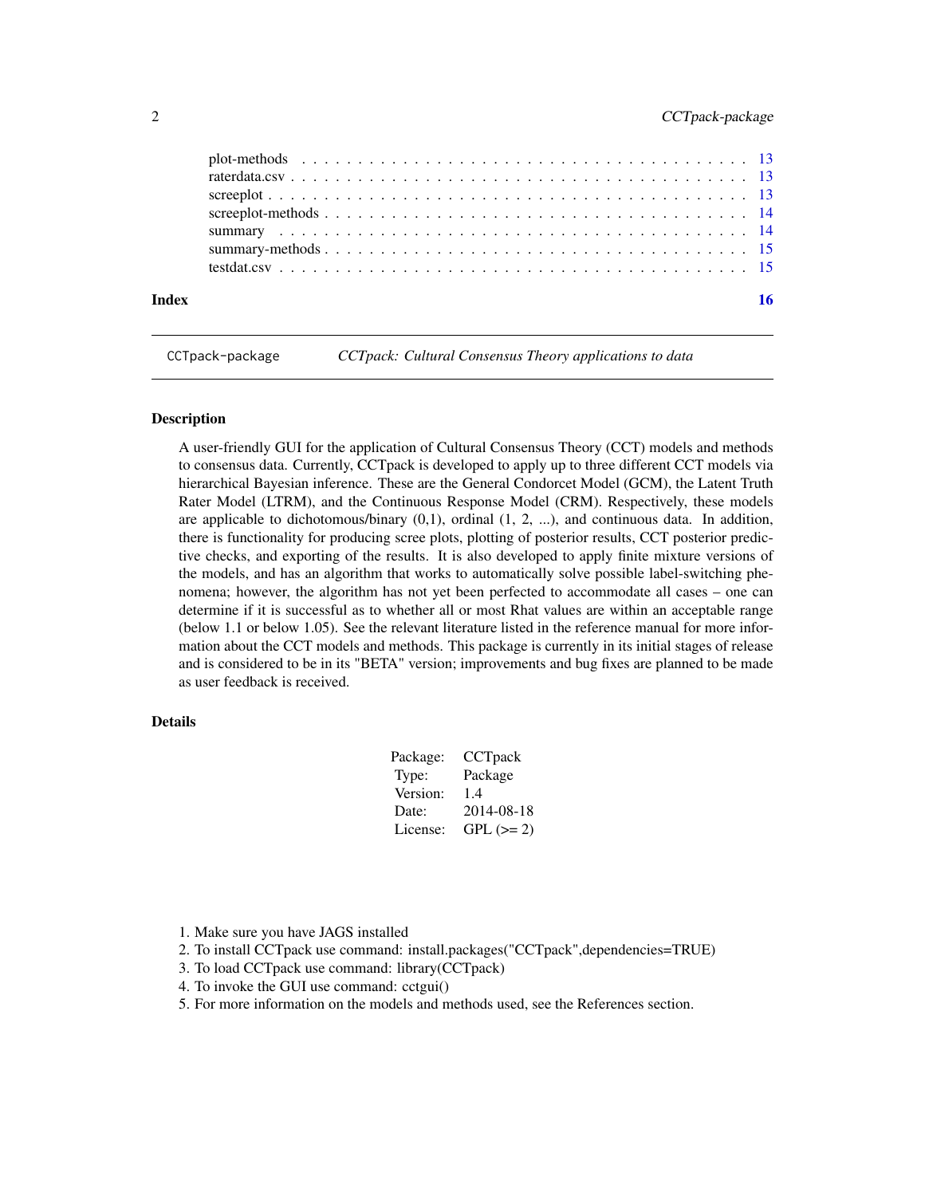plot-methods . . . . . . . . . . . . . . . . . . . . . . . . . . . . . . . . . . . . . . 13
raterdata.csv . . . . . . . . . . . . . . . . . . . . . . . . . . . . . . . . . . . . . . 13
screeplot . . . . . . . . . . . . . . . . . . . . . . . . . . . . . . . . . . . . . . . . 13
screeplot-methods . . . . . . . . . . . . . . . . . . . . . . . . . . . . . . . . . . . . 14
summary . . . . . . . . . . . . . . . . . . . . . . . . . . . . . . . . . . . . . . . . 14
summary-methods . . . . . . . . . . . . . . . . . . . . . . . . . . . . . . . . . . . . 15
testdat.csv . . . . . . . . . . . . . . . . . . . . . . . . . . . . . . . . . . . . . . . 15

**Index** **16**

---

`CCTpack-package` *CCTpack: Cultural Consensus Theory applications to data*

---

### Description

A user-friendly GUI for the application of Cultural Consensus Theory (CCT) models and methods to consensus data. Currently, CCTpack is developed to apply up to three different CCT models via hierarchical Bayesian inference. These are the General Condorcet Model (GCM), the Latent Truth Rater Model (LTRM), and the Continuous Response Model (CRM). Respectively, these models are applicable to dichotomous/binary (0,1), ordinal (1, 2, ...), and continuous data. In addition, there is functionality for producing scree plots, plotting of posterior results, CCT posterior predictive checks, and exporting of the results. It is also developed to apply finite mixture versions of the models, and has an algorithm that works to automatically solve possible label-switching phenomena; however, the algorithm has not yet been perfected to accommodate all cases – one can determine if it is successful as to whether all or most Rhat values are within an acceptable range (below 1.1 or below 1.05). See the relevant literature listed in the reference manual for more information about the CCT models and methods. This package is currently in its initial stages of release and is considered to be in its "BETA" version; improvements and bug fixes are planned to be made as user feedback is received.

### Details

| | |
|---|---|
| Package: | CCTpack |
| Type: | Package |
| Version: | 1.4 |
| Date: | 2014-08-18 |
| License: | GPL (>= 2) |

1. Make sure you have JAGS installed
2. To install CCTpack use command: install.packages("CCTpack",dependencies=TRUE)
3. To load CCTpack use command: library(CCTpack)
4. To invoke the GUI use command: cctgui()
5. For more information on the models and methods used, see the References section.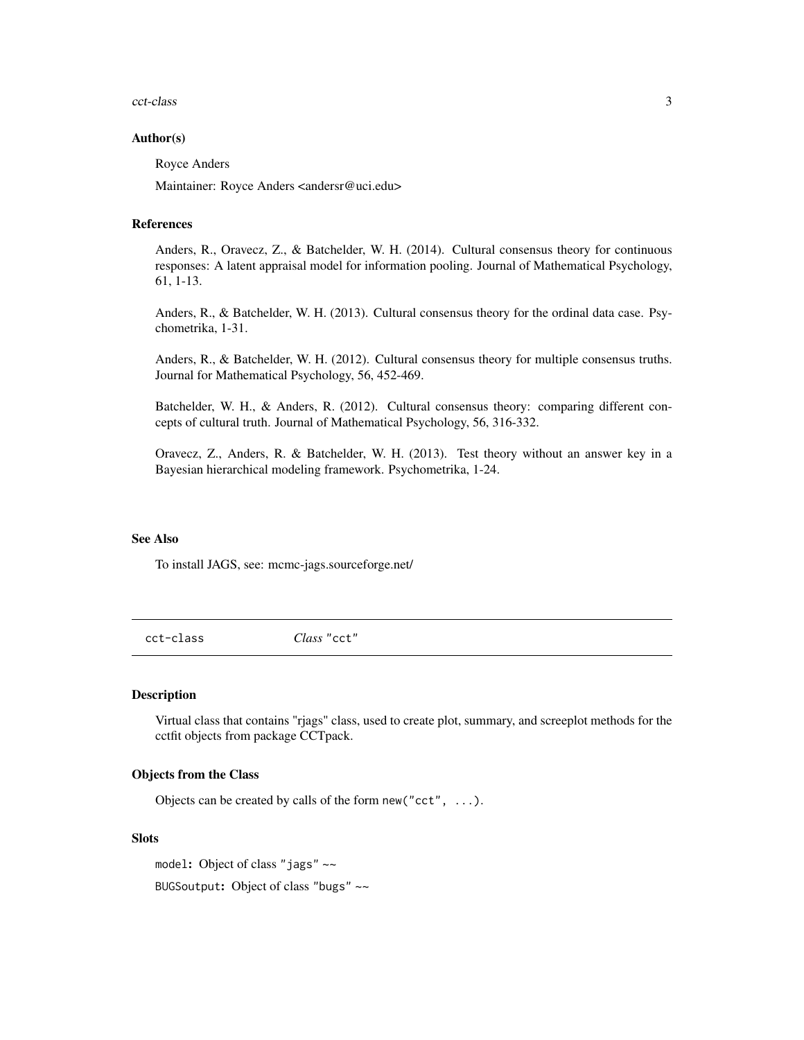### Author(s)

Royce Anders

Maintainer: Royce Anders <andersr@uci.edu>

### References

Anders, R., Oravecz, Z., & Batchelder, W. H. (2014). Cultural consensus theory for continuous responses: A latent appraisal model for information pooling. Journal of Mathematical Psychology, 61, 1-13.

Anders, R., & Batchelder, W. H. (2013). Cultural consensus theory for the ordinal data case. Psychometrika, 1-31.

Anders, R., & Batchelder, W. H. (2012). Cultural consensus theory for multiple consensus truths. Journal for Mathematical Psychology, 56, 452-469.

Batchelder, W. H., & Anders, R. (2012). Cultural consensus theory: comparing different concepts of cultural truth. Journal of Mathematical Psychology, 56, 316-332.

Oravecz, Z., Anders, R. & Batchelder, W. H. (2013). Test theory without an answer key in a Bayesian hierarchical modeling framework. Psychometrika, 1-24.

### See Also

To install JAGS, see: mcmc-jags.sourceforge.net/

---

## cct-class *Class* "cct"

### Description

Virtual class that contains "rjags" class, used to create plot, summary, and screeplot methods for the cctfit objects from package CCTpack.

### Objects from the Class

Objects can be created by calls of the form `new("cct", ...)`.

### Slots

`model`: Object of class "jags" ~~

`BUGSoutput`: Object of class "bugs" ~~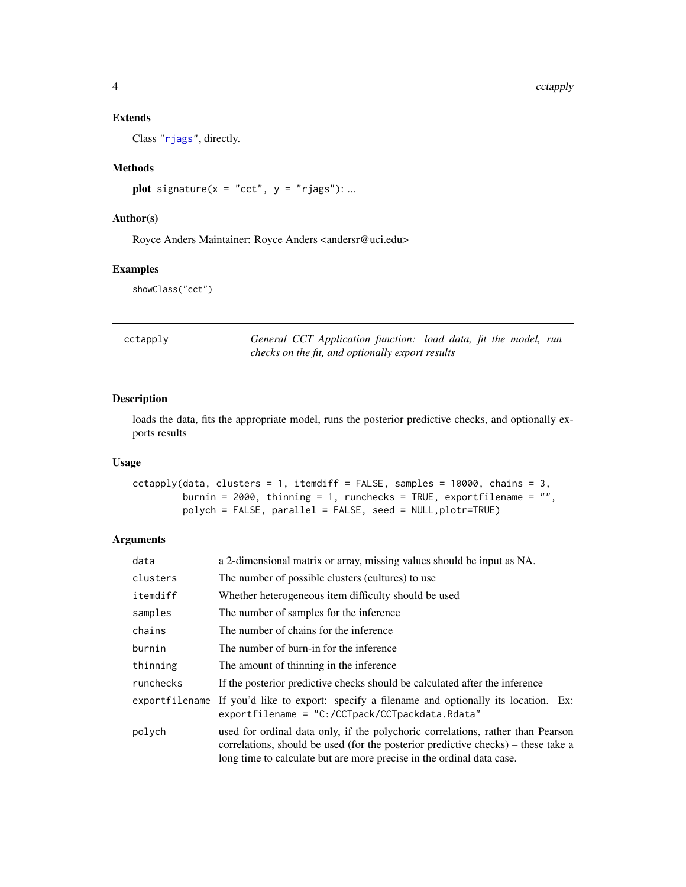### Extends

Class "rjags", directly.

### Methods

**plot** `signature(x = "cct", y = "rjags"): ...`

### Author(s)

Royce Anders Maintainer: Royce Anders <andersr@uci.edu>

### Examples

```
showClass("cct")
```

---

## cctapply — *General CCT Application function: load data, fit the model, run checks on the fit, and optionally export results*

---

### Description

loads the data, fits the appropriate model, runs the posterior predictive checks, and optionally exports results

### Usage

```
cctapply(data, clusters = 1, itemdiff = FALSE, samples = 10000, chains = 3,
         burnin = 2000, thinning = 1, runchecks = TRUE, exportfilename = "",
         polych = FALSE, parallel = FALSE, seed = NULL,plotr=TRUE)
```

### Arguments

| | |
|---|---|
| `data` | a 2-dimensional matrix or array, missing values should be input as NA. |
| `clusters` | The number of possible clusters (cultures) to use |
| `itemdiff` | Whether heterogeneous item difficulty should be used |
| `samples` | The number of samples for the inference |
| `chains` | The number of chains for the inference |
| `burnin` | The number of burn-in for the inference |
| `thinning` | The amount of thinning in the inference |
| `runchecks` | If the posterior predictive checks should be calculated after the inference |
| `exportfilename` | If you'd like to export: specify a filename and optionally its location. Ex: `exportfilename = "C:/CCTpack/CCTpackdata.Rdata"` |
| `polych` | used for ordinal data only, if the polychoric correlations, rather than Pearson correlations, should be used (for the posterior predictive checks) – these take a long time to calculate but are more precise in the ordinal data case. |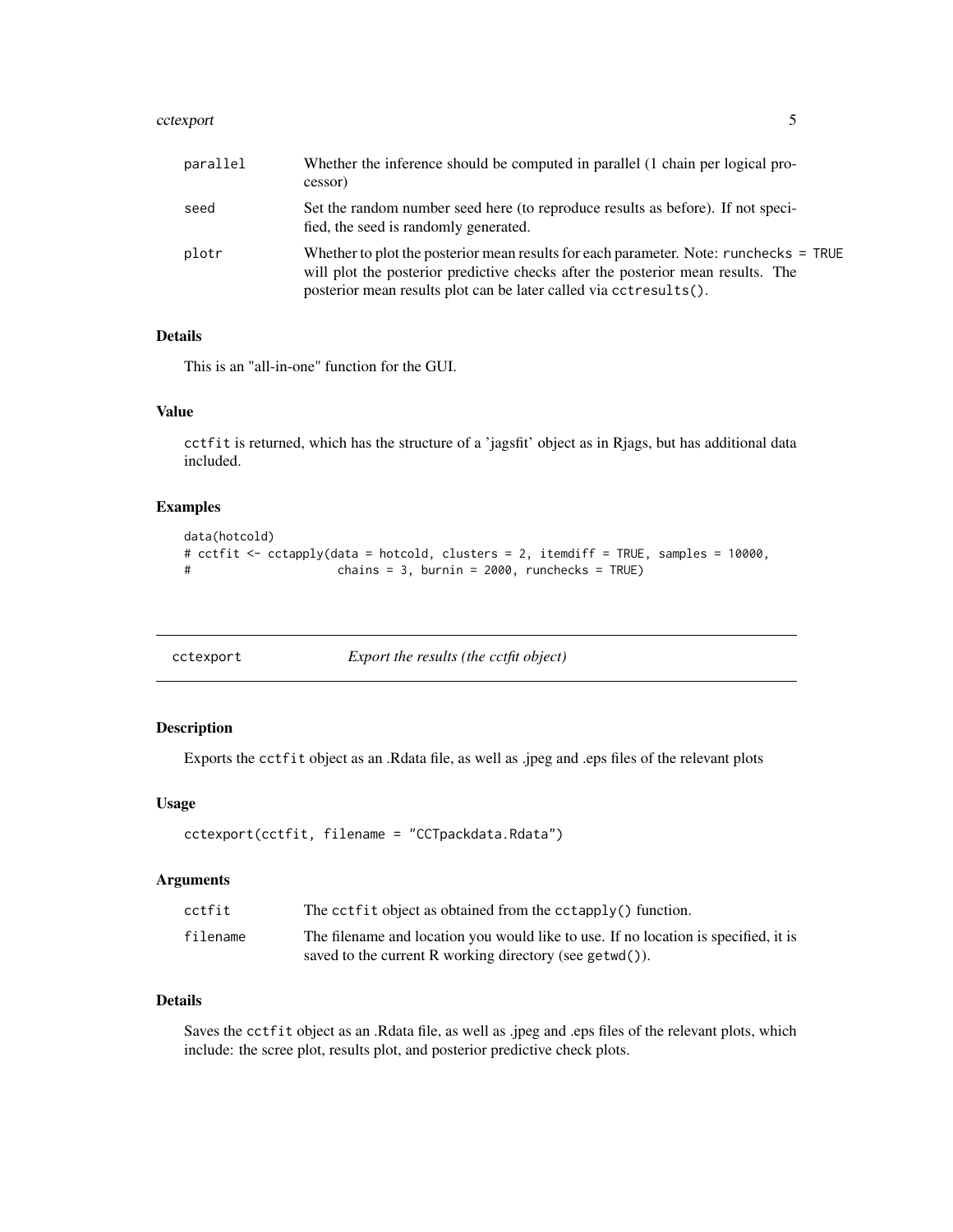| | |
|---|---|
| parallel | Whether the inference should be computed in parallel (1 chain per logical processor) |
| seed | Set the random number seed here (to reproduce results as before). If not specified, the seed is randomly generated. |
| plotr | Whether to plot the posterior mean results for each parameter. Note: `runchecks = TRUE` will plot the posterior predictive checks after the posterior mean results. The posterior mean results plot can be later called via `cctresults()`. |

### Details

This is an "all-in-one" function for the GUI.

### Value

`cctfit` is returned, which has the structure of a 'jagsfit' object as in Rjags, but has additional data included.

### Examples

```
data(hotcold)
# cctfit <- cctapply(data = hotcold, clusters = 2, itemdiff = TRUE, samples = 10000,
#                   chains = 3, burnin = 2000, runchecks = TRUE)
```

---

## cctexport *Export the results (the cctfit object)*

---

### Description

Exports the `cctfit` object as an .Rdata file, as well as .jpeg and .eps files of the relevant plots

### Usage

```
cctexport(cctfit, filename = "CCTpackdata.Rdata")
```

### Arguments

| | |
|---|---|
| cctfit | The `cctfit` object as obtained from the `cctapply()` function. |
| filename | The filename and location you would like to use. If no location is specified, it is saved to the current R working directory (see `getwd()`). |

### Details

Saves the `cctfit` object as an .Rdata file, as well as .jpeg and .eps files of the relevant plots, which include: the scree plot, results plot, and posterior predictive check plots.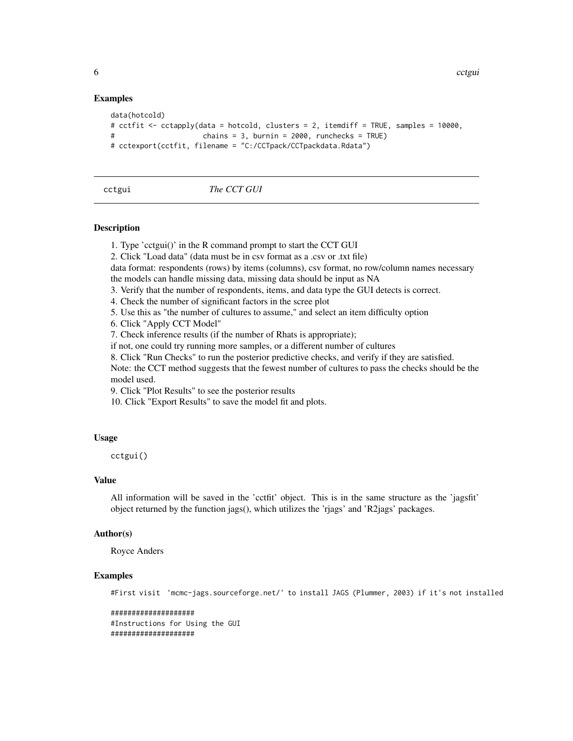### Examples

```
data(hotcold)
# cctfit <- cctapply(data = hotcold, clusters = 2, itemdiff = TRUE, samples = 10000,
#                    chains = 3, burnin = 2000, runchecks = TRUE)
# cctexport(cctfit, filename = "C:/CCTpack/CCTpackdata.Rdata")
```

---

## cctgui *The CCT GUI*

---

### Description

1. Type 'cctgui()' in the R command prompt to start the CCT GUI
2. Click "Load data" (data must be in csv format as a .csv or .txt file)
data format: respondents (rows) by items (columns), csv format, no row/column names necessary
the models can handle missing data, missing data should be input as NA
3. Verify that the number of respondents, items, and data type the GUI detects is correct.
4. Check the number of significant factors in the scree plot
5. Use this as "the number of cultures to assume," and select an item difficulty option
6. Click "Apply CCT Model"
7. Check inference results (if the number of Rhats is appropriate);
if not, one could try running more samples, or a different number of cultures
8. Click "Run Checks" to run the posterior predictive checks, and verify if they are satisfied.
Note: the CCT method suggests that the fewest number of cultures to pass the checks should be the model used.
9. Click "Plot Results" to see the posterior results
10. Click "Export Results" to save the model fit and plots.

### Usage

```
cctgui()
```

### Value

All information will be saved in the 'cctfit' object. This is in the same structure as the 'jagsfit' object returned by the function jags(), which utilizes the 'rjags' and 'R2jags' packages.

### Author(s)

Royce Anders

### Examples

```
#First visit  'mcmc-jags.sourceforge.net/' to install JAGS (Plummer, 2003) if it's not installed

####################
#Instructions for Using the GUI
####################
```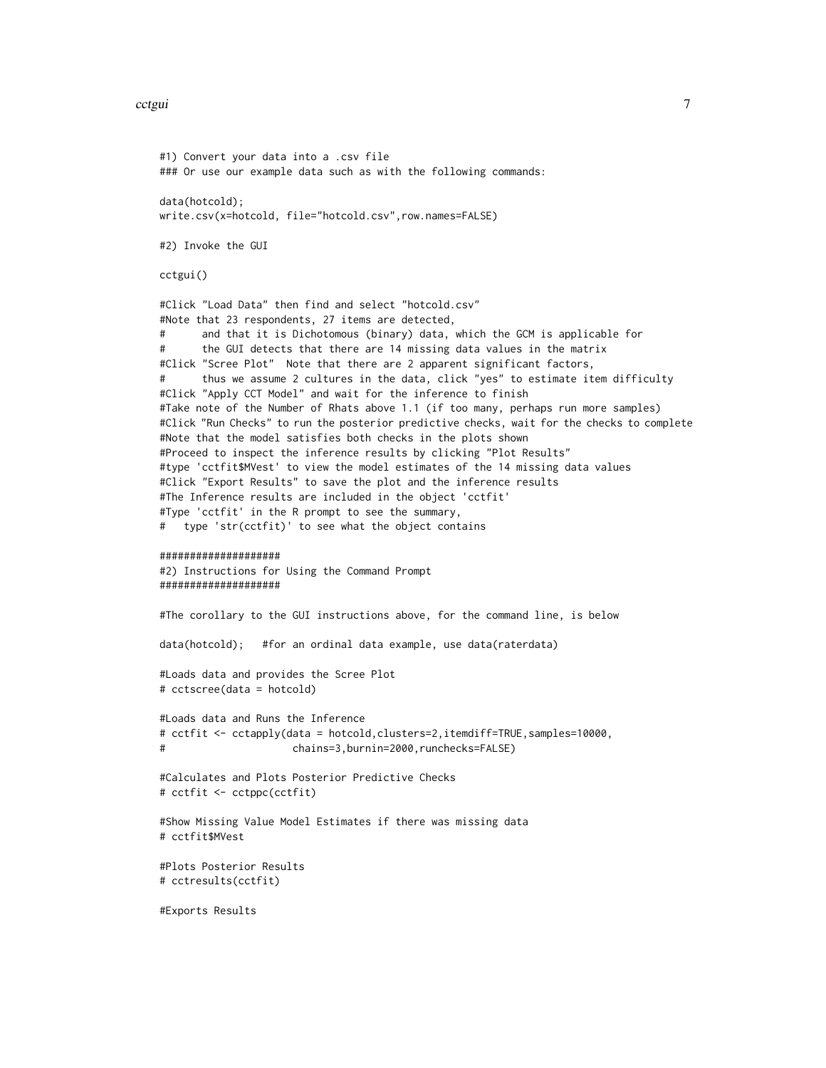```
#1) Convert your data into a .csv file
### Or use our example data such as with the following commands:

data(hotcold);
write.csv(x=hotcold, file="hotcold.csv",row.names=FALSE)

#2) Invoke the GUI

cctgui()

#Click "Load Data" then find and select "hotcold.csv"
#Note that 23 respondents, 27 items are detected,
#      and that it is Dichotomous (binary) data, which the GCM is applicable for
#      the GUI detects that there are 14 missing data values in the matrix
#Click "Scree Plot"  Note that there are 2 apparent significant factors,
#      thus we assume 2 cultures in the data, click "yes" to estimate item difficulty
#Click "Apply CCT Model" and wait for the inference to finish
#Take note of the Number of Rhats above 1.1 (if too many, perhaps run more samples)
#Click "Run Checks" to run the posterior predictive checks, wait for the checks to complete
#Note that the model satisfies both checks in the plots shown
#Proceed to inspect the inference results by clicking "Plot Results"
#type 'cctfit$MVest' to view the model estimates of the 14 missing data values
#Click "Export Results" to save the plot and the inference results
#The Inference results are included in the object 'cctfit'
#Type 'cctfit' in the R prompt to see the summary,
#   type 'str(cctfit)' to see what the object contains

###################
#2) Instructions for Using the Command Prompt
###################

#The corollary to the GUI instructions above, for the command line, is below

data(hotcold);   #for an ordinal data example, use data(raterdata)

#Loads data and provides the Scree Plot
# cctscree(data = hotcold)

#Loads data and Runs the Inference
# cctfit <- cctapply(data = hotcold,clusters=2,itemdiff=TRUE,samples=10000,
#                    chains=3,burnin=2000,runchecks=FALSE)

#Calculates and Plots Posterior Predictive Checks
# cctfit <- cctppc(cctfit)

#Show Missing Value Model Estimates if there was missing data
# cctfit$MVest

#Plots Posterior Results
# cctresults(cctfit)

#Exports Results
```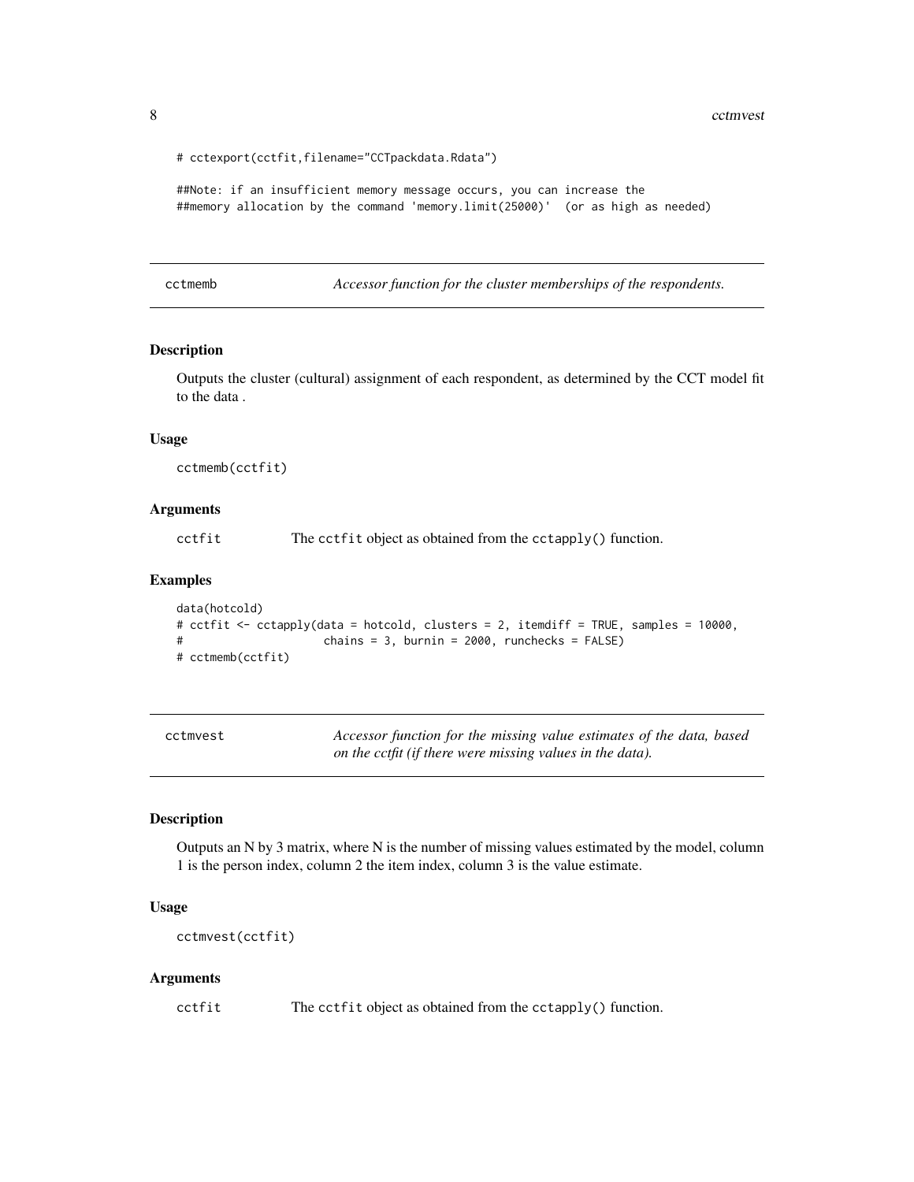```
# cctexport(cctfit,filename="CCTpackdata.Rdata")

##Note: if an insufficient memory message occurs, you can increase the
##memory allocation by the command 'memory.limit(25000)'  (or as high as needed)
```

## cctmemb — *Accessor function for the cluster memberships of the respondents.*

### Description

Outputs the cluster (cultural) assignment of each respondent, as determined by the CCT model fit to the data .

### Usage

```
cctmemb(cctfit)
```

### Arguments

`cctfit` The `cctfit` object as obtained from the `cctapply()` function.

### Examples

```
data(hotcold)
# cctfit <- cctapply(data = hotcold, clusters = 2, itemdiff = TRUE, samples = 10000,
#                    chains = 3, burnin = 2000, runchecks = FALSE)
# cctmemb(cctfit)
```

## cctmvest — *Accessor function for the missing value estimates of the data, based on the cctfit (if there were missing values in the data).*

### Description

Outputs an N by 3 matrix, where N is the number of missing values estimated by the model, column 1 is the person index, column 2 the item index, column 3 is the value estimate.

### Usage

```
cctmvest(cctfit)
```

### Arguments

`cctfit` The `cctfit` object as obtained from the `cctapply()` function.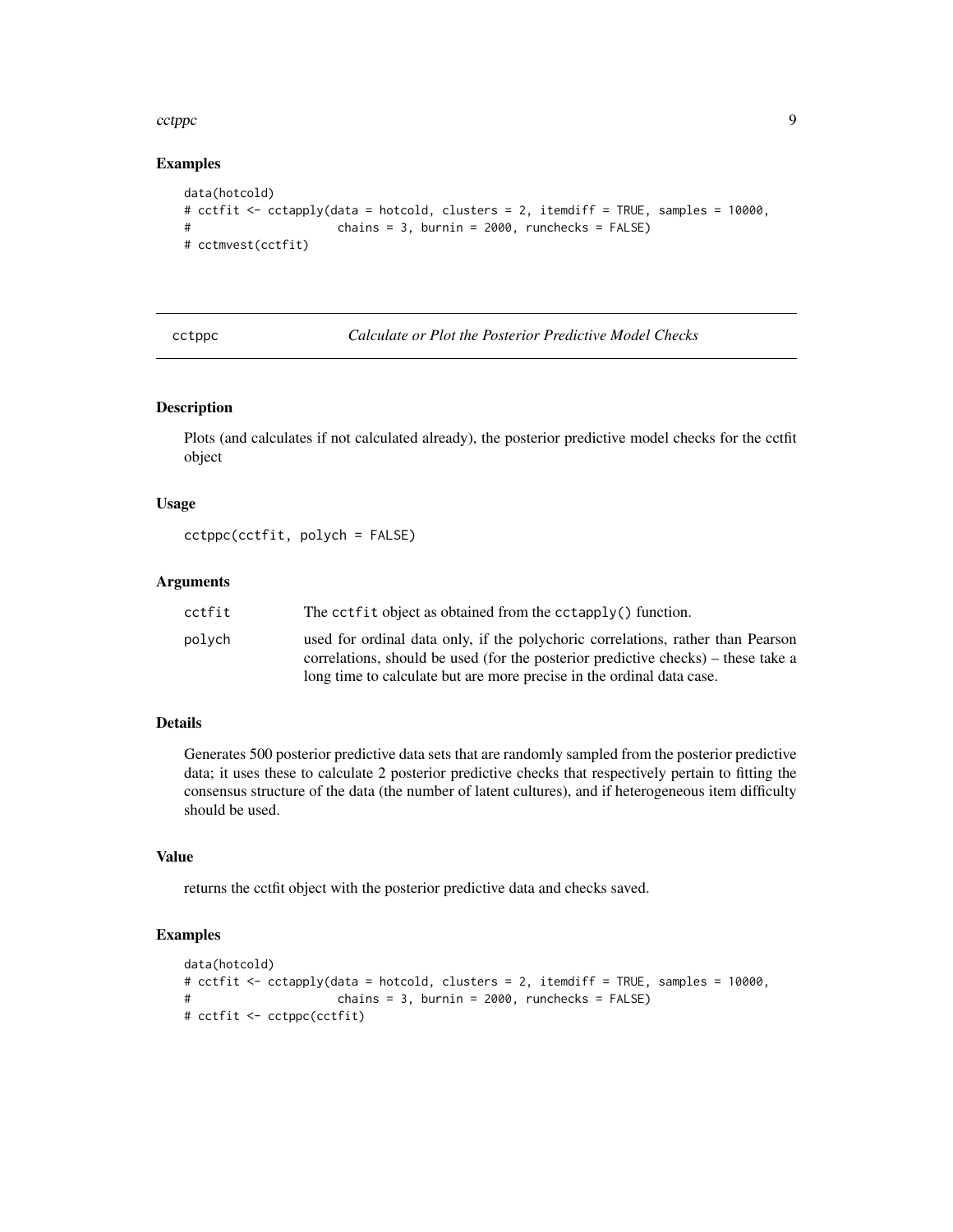## Examples

```
data(hotcold)
# cctfit <- cctapply(data = hotcold, clusters = 2, itemdiff = TRUE, samples = 10000,
#                    chains = 3, burnin = 2000, runchecks = FALSE)
# cctmvest(cctfit)
```

---

# cctppc — *Calculate or Plot the Posterior Predictive Model Checks*

---

## Description

Plots (and calculates if not calculated already), the posterior predictive model checks for the cctfit object

## Usage

```
cctppc(cctfit, polych = FALSE)
```

## Arguments

| | |
|---|---|
| `cctfit` | The `cctfit` object as obtained from the `cctapply()` function. |
| `polych` | used for ordinal data only, if the polychoric correlations, rather than Pearson correlations, should be used (for the posterior predictive checks) – these take a long time to calculate but are more precise in the ordinal data case. |

## Details

Generates 500 posterior predictive data sets that are randomly sampled from the posterior predictive data; it uses these to calculate 2 posterior predictive checks that respectively pertain to fitting the consensus structure of the data (the number of latent cultures), and if heterogeneous item difficulty should be used.

## Value

returns the cctfit object with the posterior predictive data and checks saved.

## Examples

```
data(hotcold)
# cctfit <- cctapply(data = hotcold, clusters = 2, itemdiff = TRUE, samples = 10000,
#                    chains = 3, burnin = 2000, runchecks = FALSE)
# cctfit <- cctppc(cctfit)
```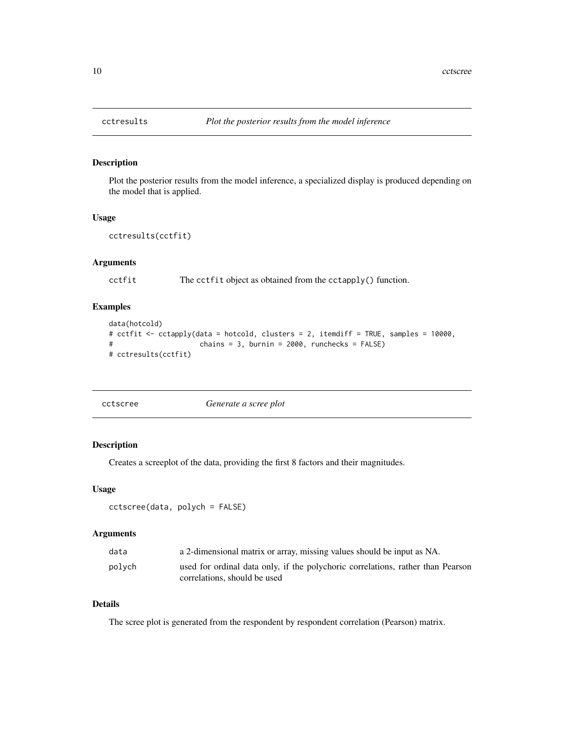## cctresults *Plot the posterior results from the model inference*

### Description

Plot the posterior results from the model inference, a specialized display is produced depending on the model that is applied.

### Usage

```
cctresults(cctfit)
```

### Arguments

| | |
|---|---|
| cctfit | The cctfit object as obtained from the cctapply() function. |

### Examples

```
data(hotcold)
# cctfit <- cctapply(data = hotcold, clusters = 2, itemdiff = TRUE, samples = 10000,
#                    chains = 3, burnin = 2000, runchecks = FALSE)
# cctresults(cctfit)
```

## cctscree *Generate a scree plot*

### Description

Creates a screeplot of the data, providing the first 8 factors and their magnitudes.

### Usage

```
cctscree(data, polych = FALSE)
```

### Arguments

| | |
|---|---|
| data | a 2-dimensional matrix or array, missing values should be input as NA. |
| polych | used for ordinal data only, if the polychoric correlations, rather than Pearson correlations, should be used |

### Details

The scree plot is generated from the respondent by respondent correlation (Pearson) matrix.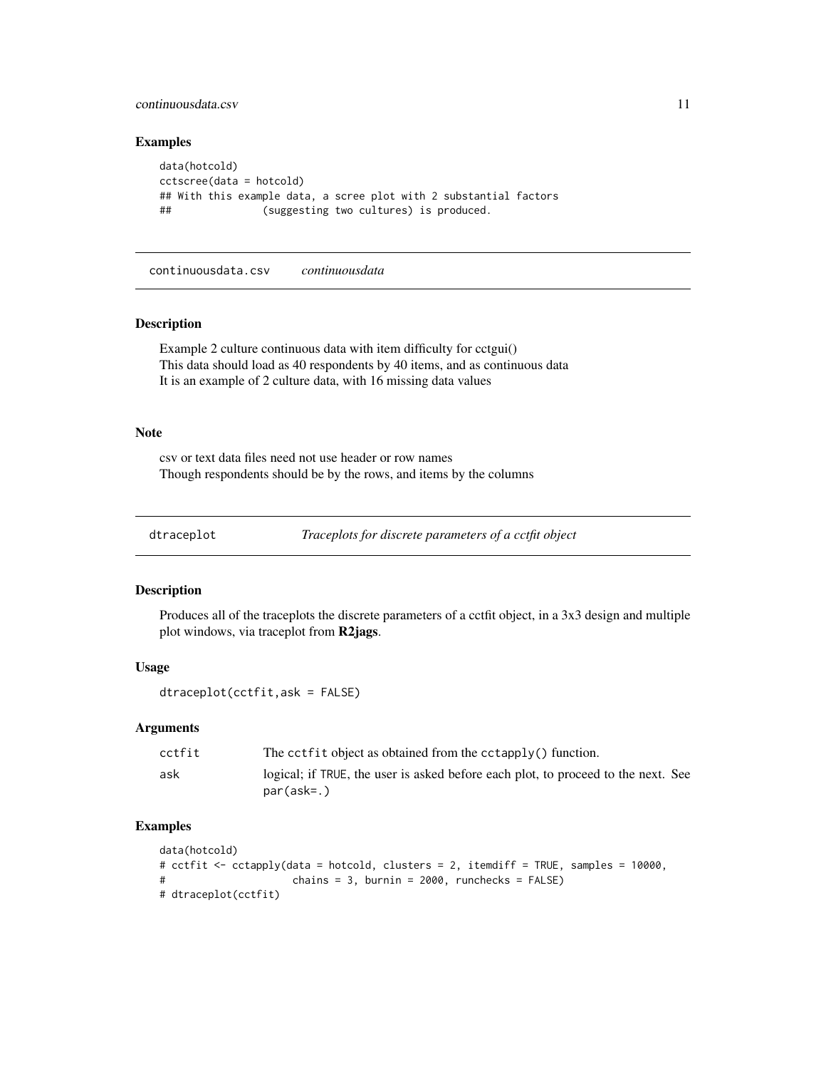### Examples

```
data(hotcold)
cctscree(data = hotcold)
## With this example data, a scree plot with 2 substantial factors
##              (suggesting two cultures) is produced.
```

## continuousdata.csv *continuousdata*

### Description

Example 2 culture continuous data with item difficulty for cctgui()
This data should load as 40 respondents by 40 items, and as continuous data
It is an example of 2 culture data, with 16 missing data values

### Note

csv or text data files need not use header or row names
Though respondents should be by the rows, and items by the columns

## dtraceplot *Traceplots for discrete parameters of a cctfit object*

### Description

Produces all of the traceplots the discrete parameters of a cctfit object, in a 3x3 design and multiple plot windows, via traceplot from **R2jags**.

### Usage

```
dtraceplot(cctfit,ask = FALSE)
```

### Arguments

| | |
|---|---|
| cctfit | The cctfit object as obtained from the cctapply() function. |
| ask | logical; if TRUE, the user is asked before each plot, to proceed to the next. See par(ask=.) |

### Examples

```
data(hotcold)
# cctfit <- cctapply(data = hotcold, clusters = 2, itemdiff = TRUE, samples = 10000,
#                    chains = 3, burnin = 2000, runchecks = FALSE)
# dtraceplot(cctfit)
```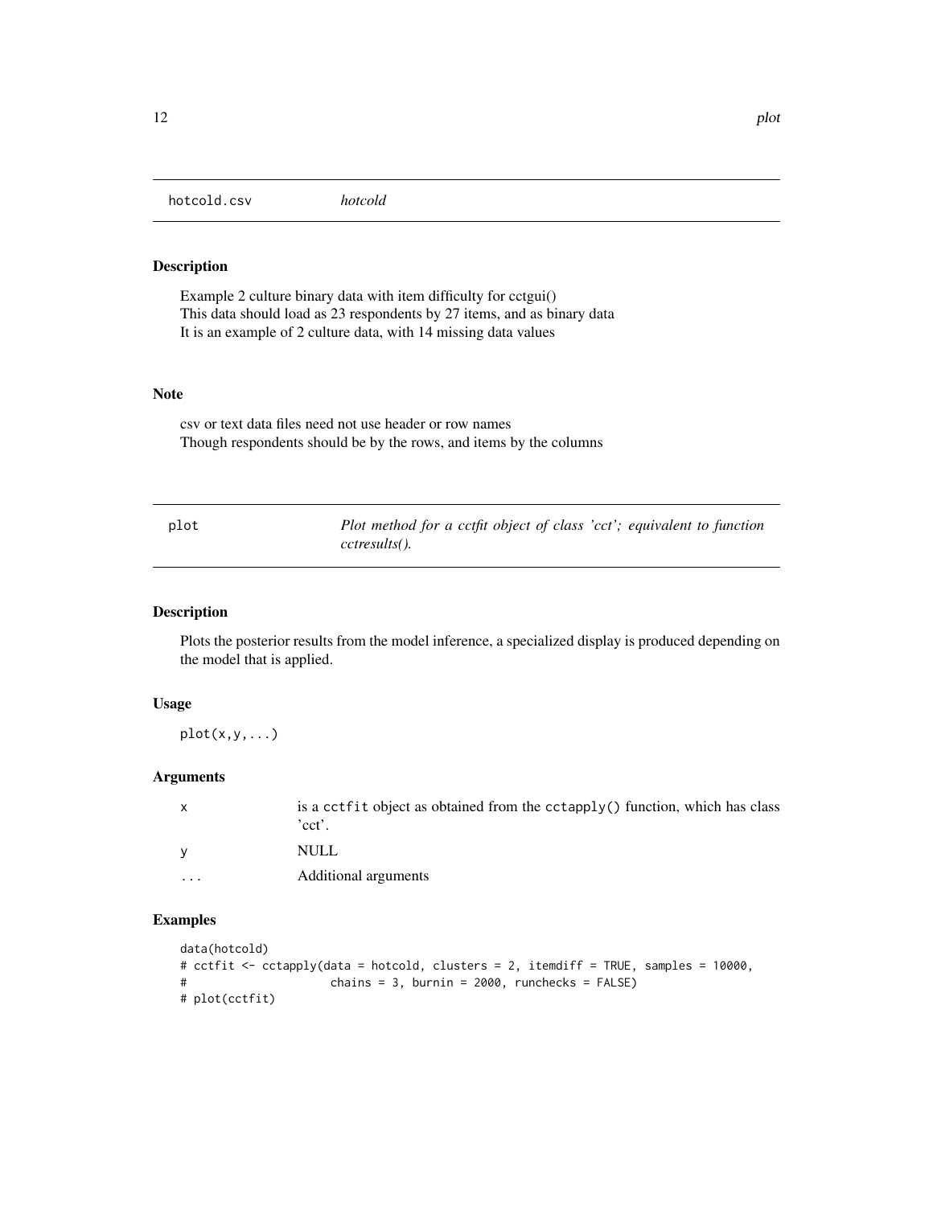## hotcold.csv *hotcold*

### Description

Example 2 culture binary data with item difficulty for cctgui()
This data should load as 23 respondents by 27 items, and as binary data
It is an example of 2 culture data, with 14 missing data values

### Note

csv or text data files need not use header or row names
Though respondents should be by the rows, and items by the columns

## plot *Plot method for a cctfit object of class 'cct'; equivalent to function cctresults().*

### Description

Plots the posterior results from the model inference, a specialized display is produced depending on the model that is applied.

### Usage

```
plot(x,y,...)
```

### Arguments

| | |
|---|---|
| x | is a cctfit object as obtained from the cctapply() function, which has class 'cct'. |
| y | NULL |
| ... | Additional arguments |

### Examples

```
data(hotcold)
# cctfit <- cctapply(data = hotcold, clusters = 2, itemdiff = TRUE, samples = 10000,
#                    chains = 3, burnin = 2000, runchecks = FALSE)
# plot(cctfit)
```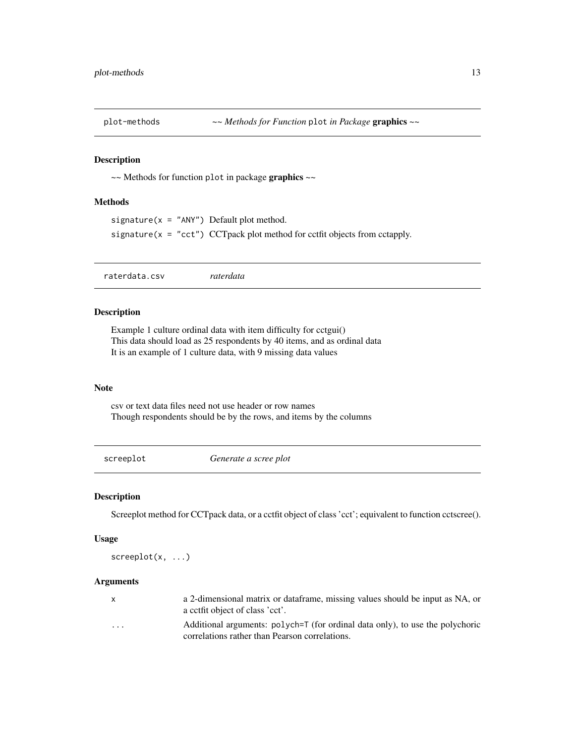## plot-methods *~~ Methods for Function* `plot` *in Package* **graphics** *~~*

### Description

~~ Methods for function `plot` in package **graphics** ~~

### Methods

`signature(x = "ANY")` Default plot method.

`signature(x = "cct")` CCTpack plot method for cctfit objects from cctapply.

## raterdata.csv *raterdata*

### Description

Example 1 culture ordinal data with item difficulty for cctgui()
This data should load as 25 respondents by 40 items, and as ordinal data
It is an example of 1 culture data, with 9 missing data values

### Note

csv or text data files need not use header or row names
Though respondents should be by the rows, and items by the columns

## screeplot *Generate a scree plot*

### Description

Screeplot method for CCTpack data, or a cctfit object of class 'cct'; equivalent to function cctscree().

### Usage

```
screeplot(x, ...)
```

### Arguments

| | |
|---|---|
| `x` | a 2-dimensional matrix or dataframe, missing values should be input as NA, or a cctfit object of class 'cct'. |
| `...` | Additional arguments: `polych=T` (for ordinal data only), to use the polychoric correlations rather than Pearson correlations. |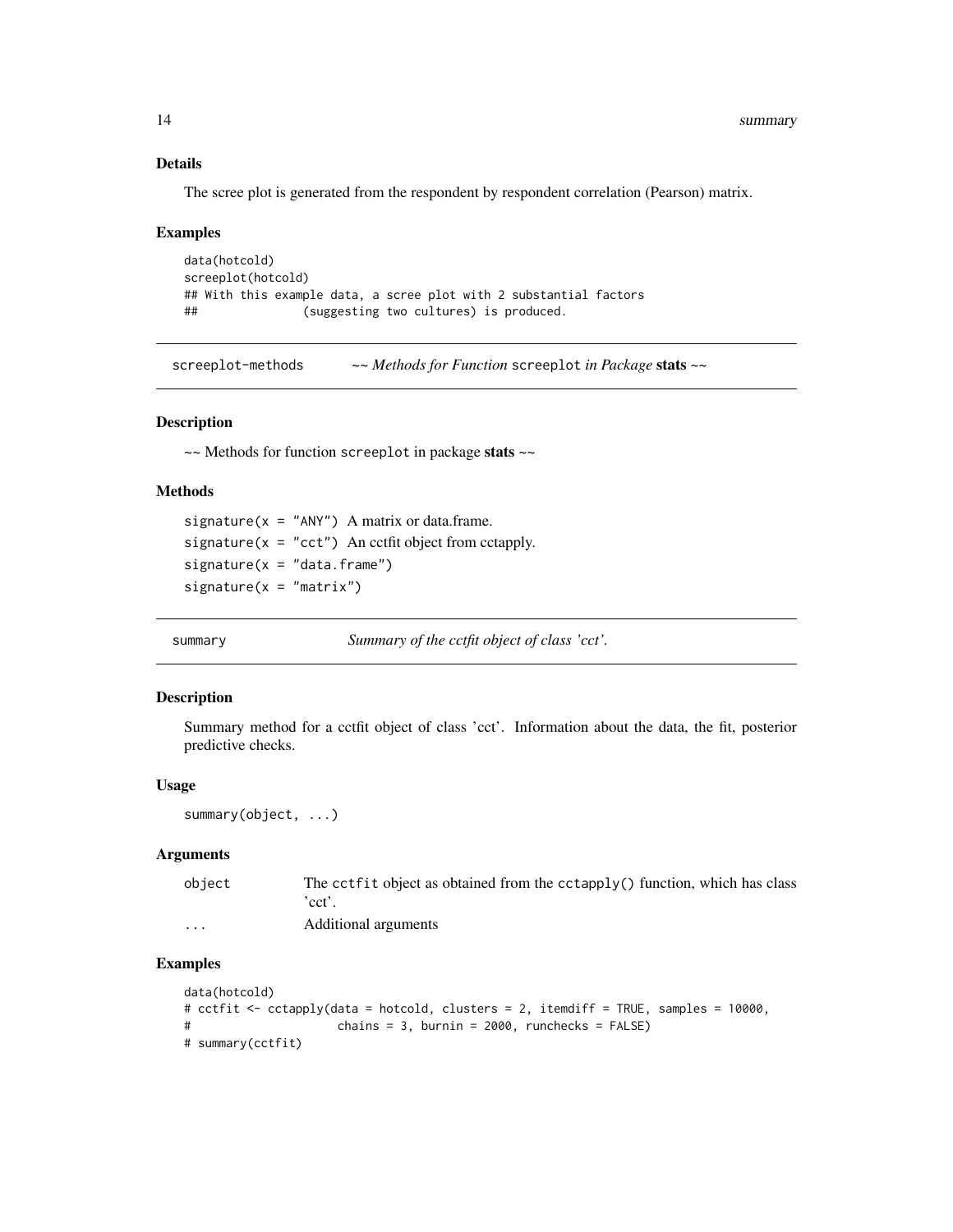### Details

The scree plot is generated from the respondent by respondent correlation (Pearson) matrix.

### Examples

```
data(hotcold)
screeplot(hotcold)
## With this example data, a scree plot with 2 substantial factors
##              (suggesting two cultures) is produced.
```

---

## screeplot-methods    *~~ Methods for Function* `screeplot` *in Package* **stats** *~~*

### Description

~~ Methods for function `screeplot` in package **stats** ~~

### Methods

`signature(x = "ANY")` A matrix or data.frame.

`signature(x = "cct")` An cctfit object from cctapply.

`signature(x = "data.frame")`

`signature(x = "matrix")`

---

## summary    *Summary of the cctfit object of class 'cct'.*

### Description

Summary method for a cctfit object of class 'cct'. Information about the data, the fit, posterior predictive checks.

### Usage

```
summary(object, ...)
```

### Arguments

| | |
|---|---|
| `object` | The `cctfit` object as obtained from the `cctapply()` function, which has class 'cct'. |
| `...` | Additional arguments |

### Examples

```
data(hotcold)
# cctfit <- cctapply(data = hotcold, clusters = 2, itemdiff = TRUE, samples = 10000,
#                     chains = 3, burnin = 2000, runchecks = FALSE)
# summary(cctfit)
```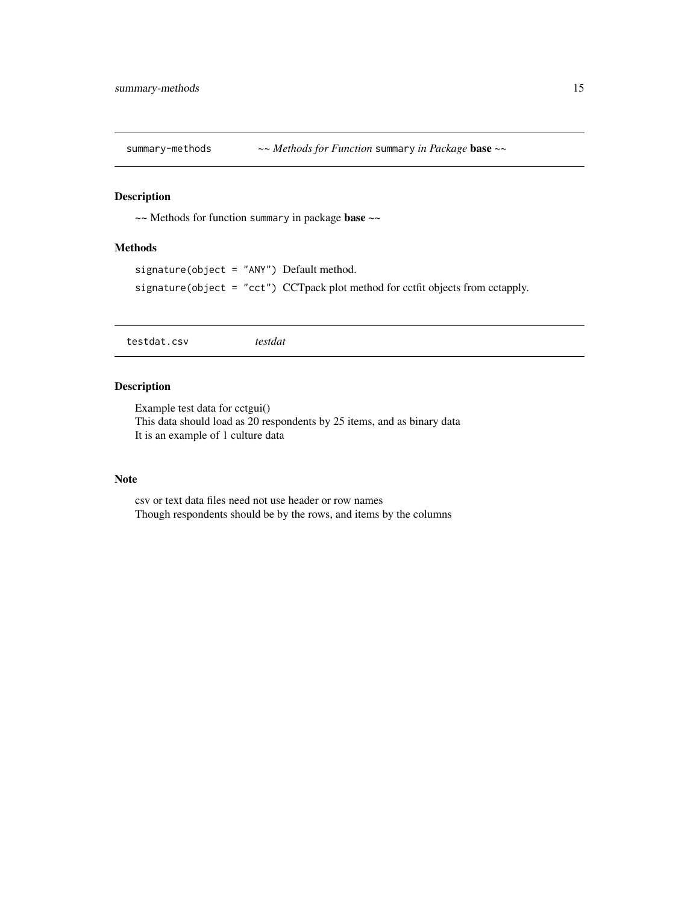## summary-methods — *~~ Methods for Function* `summary` *in Package* **base** *~~*

### Description

~~ Methods for function `summary` in package **base** ~~

### Methods

`signature(object = "ANY")` Default method.

`signature(object = "cct")` CCTpack plot method for cctfit objects from cctapply.

## testdat.csv — *testdat*

### Description

Example test data for cctgui()
This data should load as 20 respondents by 25 items, and as binary data
It is an example of 1 culture data

### Note

csv or text data files need not use header or row names
Though respondents should be by the rows, and items by the columns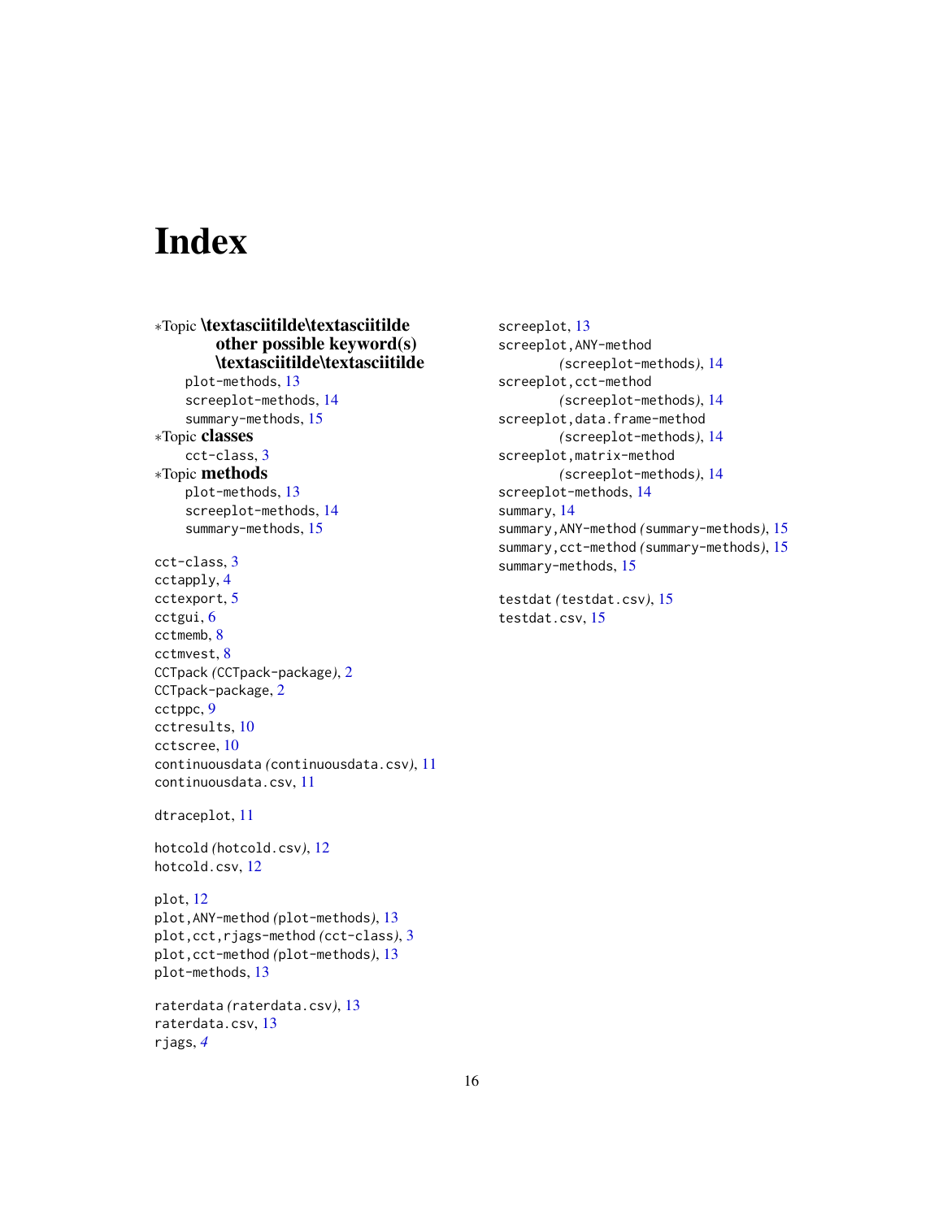# Index

*Topic **\textasciitilde\textasciitilde other possible keyword(s) \textasciitilde\textasciitilde**
- plot-methods, 13
- screeplot-methods, 14
- summary-methods, 15

*Topic **classes**
- cct-class, 3

*Topic **methods**
- plot-methods, 13
- screeplot-methods, 14
- summary-methods, 15

cct-class, 3
cctapply, 4
cctexport, 5
cctgui, 6
cctmemb, 8
cctmvest, 8
CCTpack *(*CCTpack-package*)*, 2
CCTpack-package, 2
cctppc, 9
cctresults, 10
cctscree, 10
continuousdata *(*continuousdata.csv*)*, 11
continuousdata.csv, 11

dtraceplot, 11

hotcold *(*hotcold.csv*)*, 12
hotcold.csv, 12

plot, 12
plot,ANY-method *(*plot-methods*)*, 13
plot,cct,rjags-method *(*cct-class*)*, 3
plot,cct-method *(*plot-methods*)*, 13
plot-methods, 13

raterdata *(*raterdata.csv*)*, 13
raterdata.csv, 13
rjags, *4*

screeplot, 13
screeplot,ANY-method *(*screeplot-methods*)*, 14
screeplot,cct-method *(*screeplot-methods*)*, 14
screeplot,data.frame-method *(*screeplot-methods*)*, 14
screeplot,matrix-method *(*screeplot-methods*)*, 14
screeplot-methods, 14
summary, 14
summary,ANY-method *(*summary-methods*)*, 15
summary,cct-method *(*summary-methods*)*, 15
summary-methods, 15

testdat *(*testdat.csv*)*, 15
testdat.csv, 15